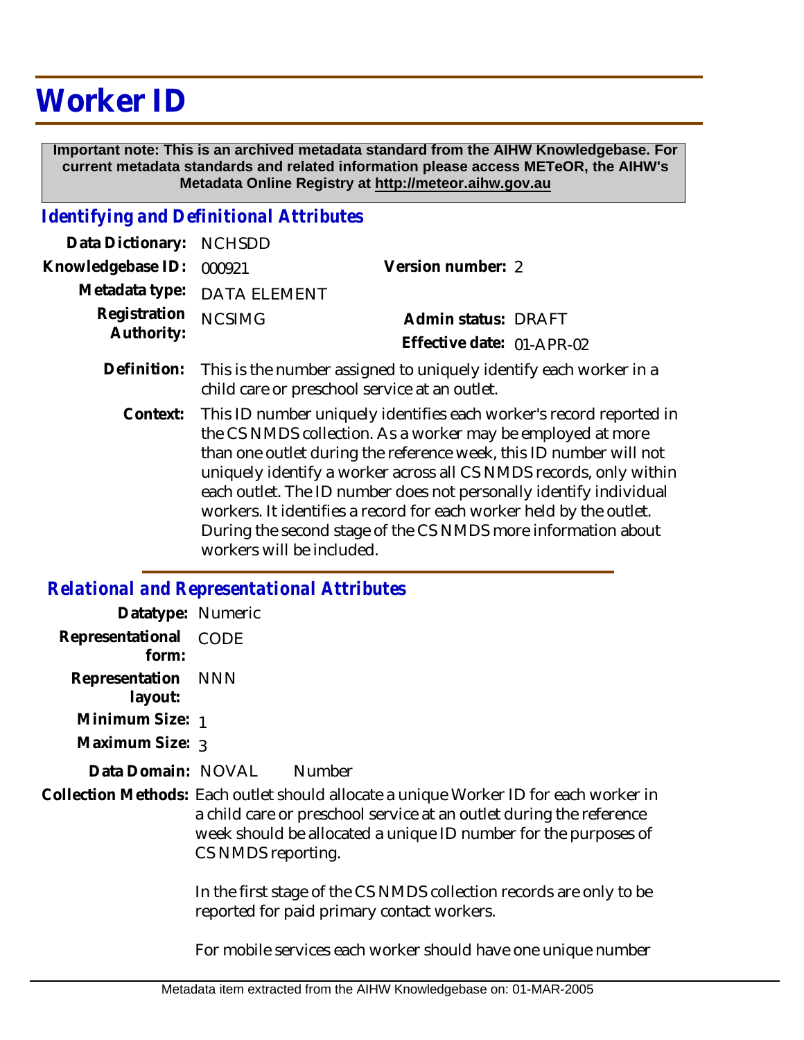# Worker ID

**Important note: This is an archived metadata standard from the AIHW Knowledgebase. For current metadata standards and related information please access METeOR, the AIHW's Metadata Online Registry at http://meteor.aihw.gov.au**

## *Identifying and Definitional Attributes*

| | | | |
|---|---|---|---|
| **Data Dictionary:** | NCHSDD | | |
| **Knowledgebase ID:** | 000921 | **Version number:** | 2 |
| **Metadata type:** | DATA ELEMENT | | |
| **Registration Authority:** | NCSIMG | **Admin status:** | DRAFT |
| | | **Effective date:** | 01-APR-02 |

**Definition:** This is the number assigned to uniquely identify each worker in a child care or preschool service at an outlet.

**Context:** This ID number uniquely identifies each worker's record reported in the CS NMDS collection. As a worker may be employed at more than one outlet during the reference week, this ID number will not uniquely identify a worker across all CS NMDS records, only within each outlet. The ID number does not personally identify individual workers. It identifies a record for each worker held by the outlet. During the second stage of the CS NMDS more information about workers will be included.

## *Relational and Representational Attributes*

**Datatype:** Numeric

**Representational form:** CODE

**Representation layout:** NNN

**Minimum Size:** 1

**Maximum Size:** 3

**Data Domain:** NOVAL Number

**Collection Methods:** Each outlet should allocate a unique Worker ID for each worker in a child care or preschool service at an outlet during the reference week should be allocated a unique ID number for the purposes of CS NMDS reporting.

In the first stage of the CS NMDS collection records are only to be reported for paid primary contact workers.

For mobile services each worker should have one unique number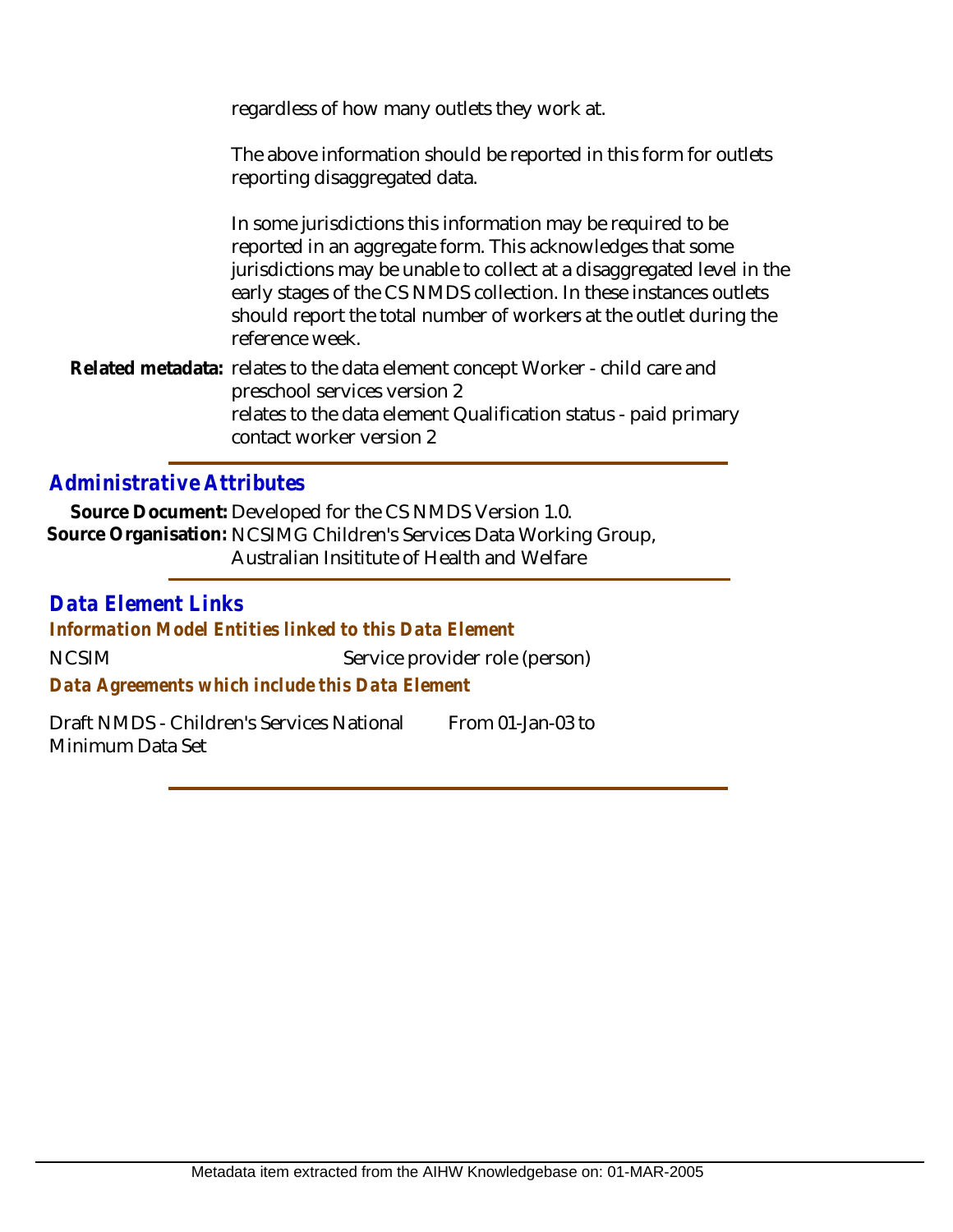regardless of how many outlets they work at.

The above information should be reported in this form for outlets reporting disaggregated data.

In some jurisdictions this information may be required to be reported in an aggregate form. This acknowledges that some jurisdictions may be unable to collect at a disaggregated level in the early stages of the CS NMDS collection. In these instances outlets should report the total number of workers at the outlet during the reference week.

**Related metadata:** relates to the data element concept Worker - child care and preschool services version 2
relates to the data element Qualification status - paid primary contact worker version 2

## Administrative Attributes

**Source Document:** Developed for the CS NMDS Version 1.0.

**Source Organisation:** NCSIMG Children's Services Data Working Group, Australian Insititute of Health and Welfare

## Data Element Links

### Information Model Entities linked to this Data Element

NCSIM    Service provider role (person)

### Data Agreements which include this Data Element

Draft NMDS - Children's Services National Minimum Data Set    From 01-Jan-03 to